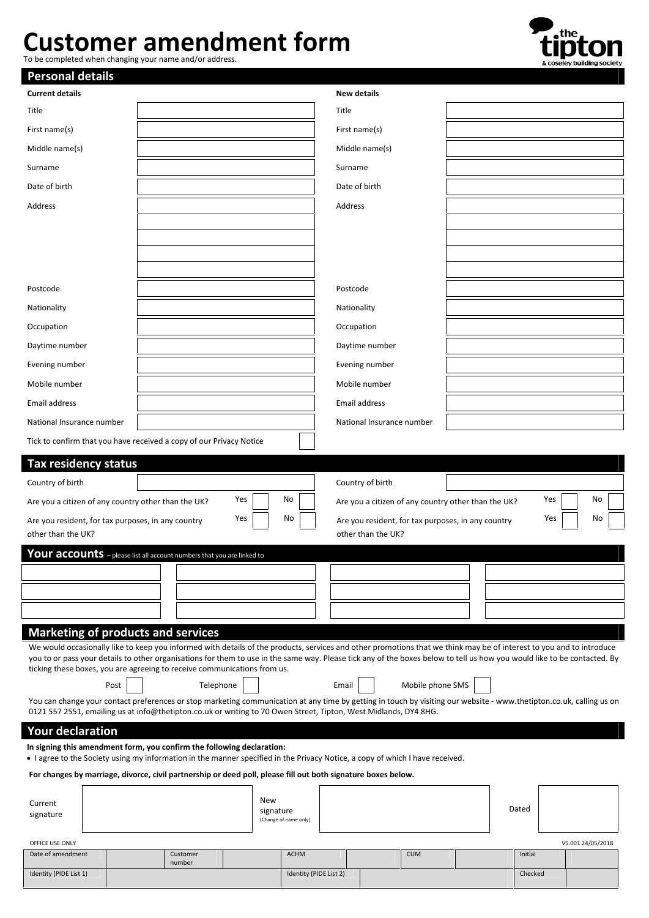# Customer amendment form

To be completed when changing your name and/or address.

## Personal details

| Current details | | New details | |
| --- | --- | --- | --- |
| Title | | Title | |
| First name(s) | | First name(s) | |
| Middle name(s) | | Middle name(s) | |
| Surname | | Surname | |
| Date of birth | | Date of birth | |
| Address | | Address | |
| | | | |
| | | | |
| | | | |
| | | | |
| Postcode | | Postcode | |
| Nationality | | Nationality | |
| Occupation | | Occupation | |
| Daytime number | | Daytime number | |
| Evening number | | Evening number | |
| Mobile number | | Mobile number | |
| Email address | | Email address | |
| National Insurance number | | National Insurance number | |

Tick to confirm that you have received a copy of our Privacy Notice ☐

## Tax residency status

| | | | |
| --- | --- | --- | --- |
| Country of birth | | Country of birth | |
| Are you a citizen of any country other than the UK? | Yes ☐ No ☐ | Are you a citizen of any country other than the UK? | Yes ☐ No ☐ |
| Are you resident, for tax purposes, in any country other than the UK? | Yes ☐ No ☐ | Are you resident, for tax purposes, in any country other than the UK? | Yes ☐ No ☐ |

## Your accounts – please list all account numbers that you are linked to

| | | | |
| --- | --- | --- | --- |
| | | | |
| | | | |
| | | | |

## Marketing of products and services

We would occasionally like to keep you informed with details of the products, services and other promotions that we think may be of interest to you and to introduce you to or pass your details to other organisations for them to use in the same way. Please tick any of the boxes below to tell us how you would like to be contacted. By ticking these boxes, you are agreeing to receive communications from us.

Post ☐ Telephone ☐ Email ☐ Mobile phone SMS ☐

You can change your contact preferences or stop marketing communication at any time by getting in touch by visiting our website - www.thetipton.co.uk, calling us on 0121 557 2551, emailing us at info@thetipton.co.uk or writing to 70 Owen Street, Tipton, West Midlands, DY4 8HG.

## Your declaration

**In signing this amendment form, you confirm the following declaration:**

- I agree to the Society using my information in the manner specified in the Privacy Notice, a copy of which I have received.

**For changes by marriage, divorce, civil partnership or deed poll, please fill out both signature boxes below.**

| | | | | | |
| --- | --- | --- | --- | --- | --- |
| Current signature | | New signature (Change of name only) | | Dated | |

OFFICE USE ONLY

V5.001 24/05/2018

| | | | | | | | | | |
| --- | --- | --- | --- | --- | --- | --- | --- | --- | --- |
| Date of amendment | | Customer number | | ACHM | | CUM | | Initial | |
| Identity (PIDE List 1) | | | | Identity (PIDE List 2) | | | | Checked | |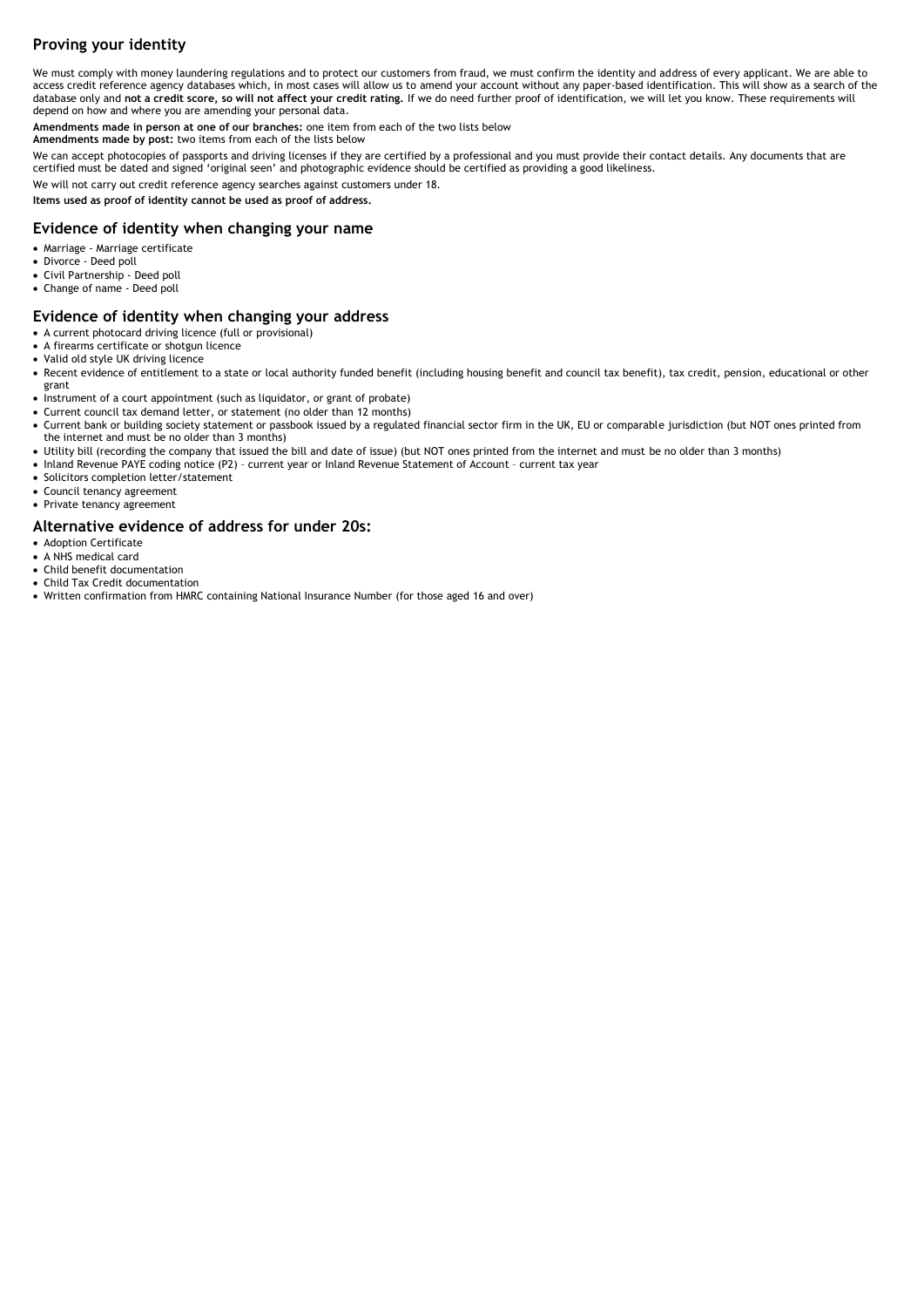## Proving your identity

We must comply with money laundering regulations and to protect our customers from fraud, we must confirm the identity and address of every applicant. We are able to access credit reference agency databases which, in most cases will allow us to amend your account without any paper-based identification. This will show as a search of the database only and **not a credit score, so will not affect your credit rating.** If we do need further proof of identification, we will let you know. These requirements will depend on how and where you are amending your personal data.

**Amendments made in person at one of our branches:** one item from each of the two lists below
**Amendments made by post:** two items from each of the lists below

We can accept photocopies of passports and driving licenses if they are certified by a professional and you must provide their contact details. Any documents that are certified must be dated and signed 'original seen' and photographic evidence should be certified as providing a good likeliness.

We will not carry out credit reference agency searches against customers under 18.

**Items used as proof of identity cannot be used as proof of address.**

## Evidence of identity when changing your name

- Marriage - Marriage certificate
- Divorce - Deed poll
- Civil Partnership - Deed poll
- Change of name - Deed poll

## Evidence of identity when changing your address

- A current photocard driving licence (full or provisional)
- A firearms certificate or shotgun licence
- Valid old style UK driving licence
- Recent evidence of entitlement to a state or local authority funded benefit (including housing benefit and council tax benefit), tax credit, pension, educational or other grant
- Instrument of a court appointment (such as liquidator, or grant of probate)
- Current council tax demand letter, or statement (no older than 12 months)
- Current bank or building society statement or passbook issued by a regulated financial sector firm in the UK, EU or comparable jurisdiction (but NOT ones printed from the internet and must be no older than 3 months)
- Utility bill (recording the company that issued the bill and date of issue) (but NOT ones printed from the internet and must be no older than 3 months)
- Inland Revenue PAYE coding notice (P2) – current year or Inland Revenue Statement of Account – current tax year
- Solicitors completion letter/statement
- Council tenancy agreement
- Private tenancy agreement

## Alternative evidence of address for under 20s:

- Adoption Certificate
- A NHS medical card
- Child benefit documentation
- Child Tax Credit documentation
- Written confirmation from HMRC containing National Insurance Number (for those aged 16 and over)